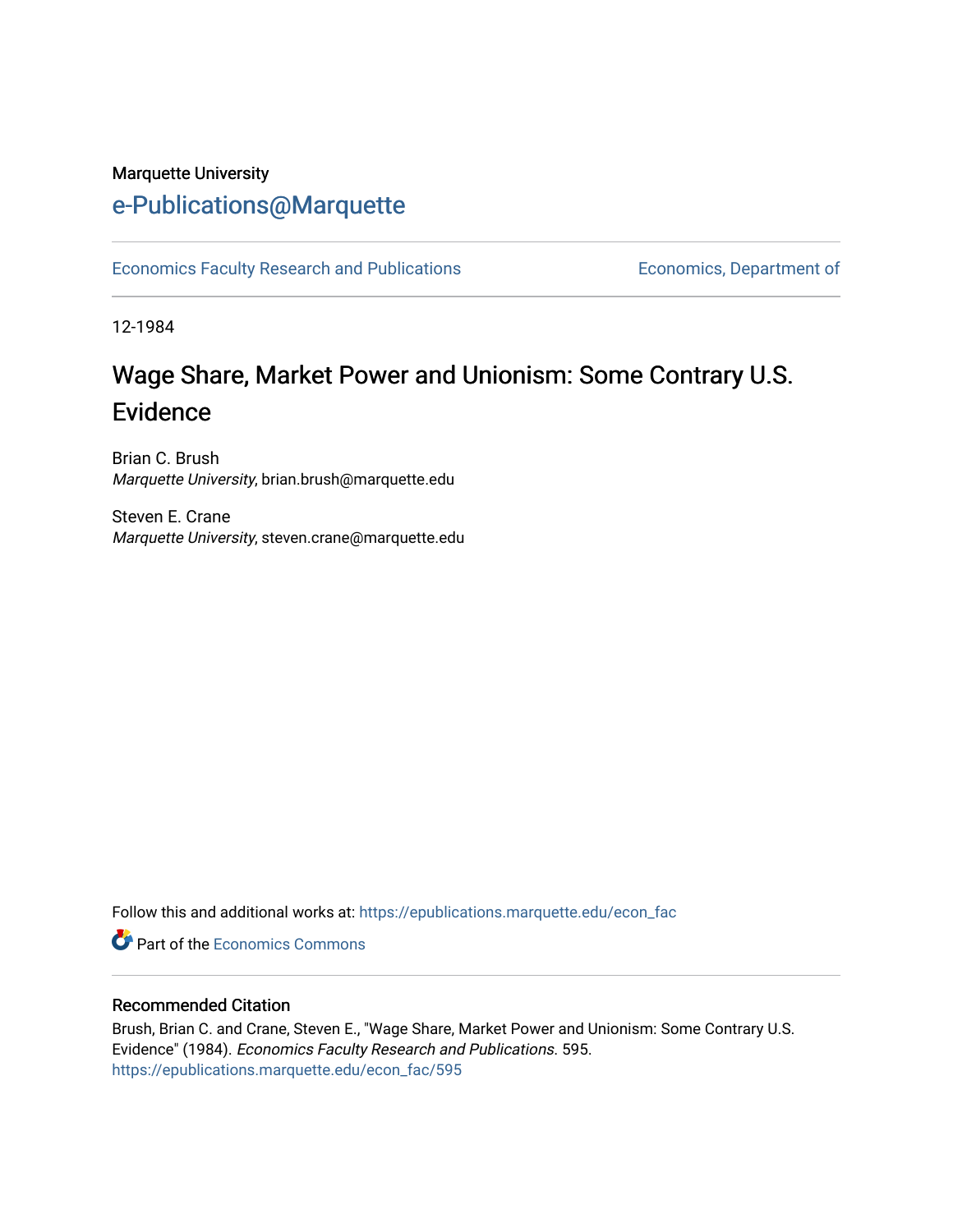Marquette University

# e-Publications@Marquette

Economics Faculty Research and Publications | Economics, Department of

12-1984

## Wage Share, Market Power and Unionism: Some Contrary U.S. Evidence

Brian C. Brush
*Marquette University*, brian.brush@marquette.edu

Steven E. Crane
*Marquette University*, steven.crane@marquette.edu

Follow this and additional works at: https://epublications.marquette.edu/econ_fac

Part of the Economics Commons

### Recommended Citation

Brush, Brian C. and Crane, Steven E., "Wage Share, Market Power and Unionism: Some Contrary U.S. Evidence" (1984). *Economics Faculty Research and Publications*. 595.
https://epublications.marquette.edu/econ_fac/595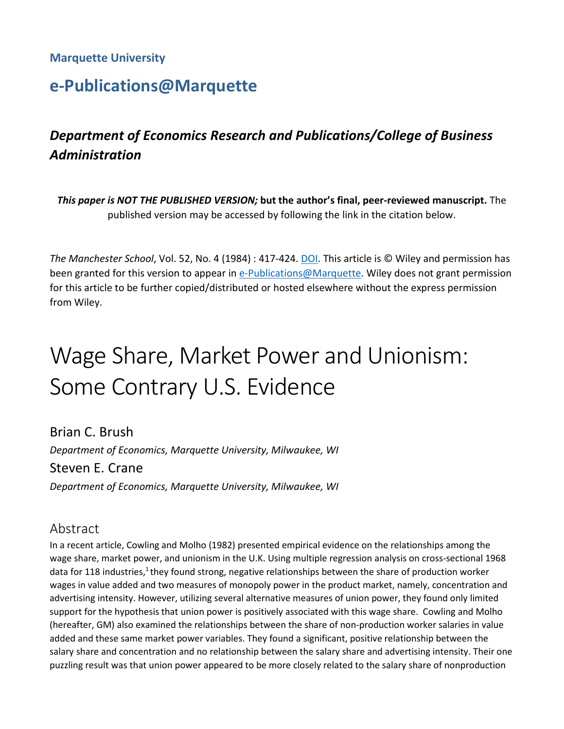Marquette University

# e-Publications@Marquette

## *Department of Economics Research and Publications/College of Business Administration*

***This paper is NOT THE PUBLISHED VERSION;* but the author's final, peer-reviewed manuscript.** The published version may be accessed by following the link in the citation below.

*The Manchester School*, Vol. 52, No. 4 (1984) : 417-424. DOI. This article is © Wiley and permission has been granted for this version to appear in e-Publications@Marquette. Wiley does not grant permission for this article to be further copied/distributed or hosted elsewhere without the express permission from Wiley.

# Wage Share, Market Power and Unionism: Some Contrary U.S. Evidence

Brian C. Brush

*Department of Economics, Marquette University, Milwaukee, WI*

Steven E. Crane

*Department of Economics, Marquette University, Milwaukee, WI*

## Abstract

In a recent article, Cowling and Molho (1982) presented empirical evidence on the relationships among the wage share, market power, and unionism in the U.K. Using multiple regression analysis on cross-sectional 1968 data for 118 industries,[1] they found strong, negative relationships between the share of production worker wages in value added and two measures of monopoly power in the product market, namely, concentration and advertising intensity. However, utilizing several alternative measures of union power, they found only limited support for the hypothesis that union power is positively associated with this wage share. Cowling and Molho (hereafter, GM) also examined the relationships between the share of non-production worker salaries in value added and these same market power variables. They found a significant, positive relationship between the salary share and concentration and no relationship between the salary share and advertising intensity. Their one puzzling result was that union power appeared to be more closely related to the salary share of nonproduction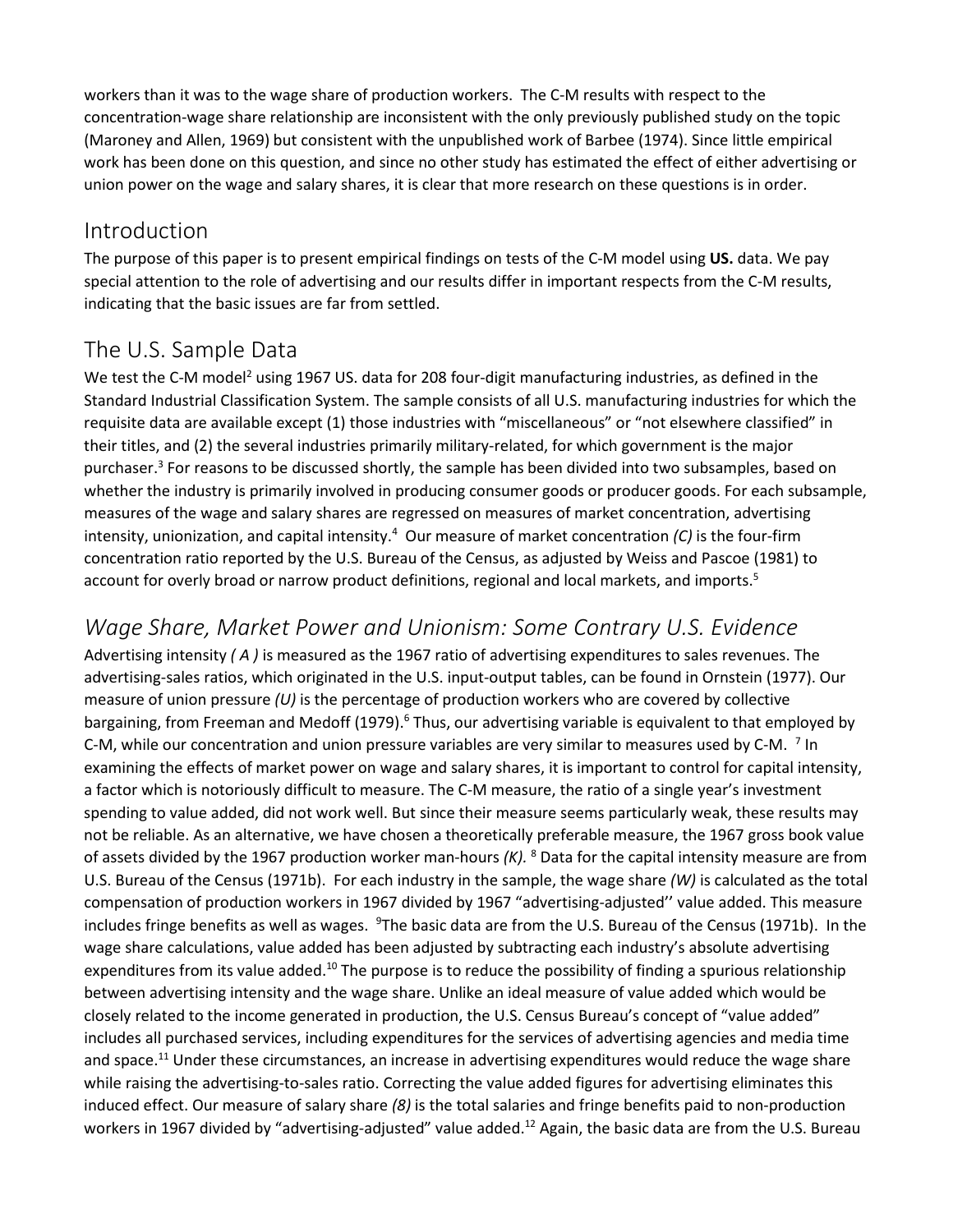workers than it was to the wage share of production workers. The C-M results with respect to the concentration-wage share relationship are inconsistent with the only previously published study on the topic (Maroney and Allen, 1969) but consistent with the unpublished work of Barbee (1974). Since little empirical work has been done on this question, and since no other study has estimated the effect of either advertising or union power on the wage and salary shares, it is clear that more research on these questions is in order.

## Introduction

The purpose of this paper is to present empirical findings on tests of the C-M model using **US.** data. We pay special attention to the role of advertising and our results differ in important respects from the C-M results, indicating that the basic issues are far from settled.

## The U.S. Sample Data

We test the C-M model[2] using 1967 US. data for 208 four-digit manufacturing industries, as defined in the Standard Industrial Classification System. The sample consists of all U.S. manufacturing industries for which the requisite data are available except (1) those industries with "miscellaneous" or "not elsewhere classified" in their titles, and (2) the several industries primarily military-related, for which government is the major purchaser.[3] For reasons to be discussed shortly, the sample has been divided into two subsamples, based on whether the industry is primarily involved in producing consumer goods or producer goods. For each subsample, measures of the wage and salary shares are regressed on measures of market concentration, advertising intensity, unionization, and capital intensity.[4] Our measure of market concentration *(C)* is the four-firm concentration ratio reported by the U.S. Bureau of the Census, as adjusted by Weiss and Pascoe (1981) to account for overly broad or narrow product definitions, regional and local markets, and imports.[5]

## *Wage Share, Market Power and Unionism: Some Contrary U.S. Evidence*

Advertising intensity *( A )* is measured as the 1967 ratio of advertising expenditures to sales revenues. The advertising-sales ratios, which originated in the U.S. input-output tables, can be found in Ornstein (1977). Our measure of union pressure *(U)* is the percentage of production workers who are covered by collective bargaining, from Freeman and Medoff (1979).[6] Thus, our advertising variable is equivalent to that employed by C-M, while our concentration and union pressure variables are very similar to measures used by C-M. [7] In examining the effects of market power on wage and salary shares, it is important to control for capital intensity, a factor which is notoriously difficult to measure. The C-M measure, the ratio of a single year's investment spending to value added, did not work well. But since their measure seems particularly weak, these results may not be reliable. As an alternative, we have chosen a theoretically preferable measure, the 1967 gross book value of assets divided by the 1967 production worker man-hours *(K).* [8] Data for the capital intensity measure are from U.S. Bureau of the Census (1971b). For each industry in the sample, the wage share *(W)* is calculated as the total compensation of production workers in 1967 divided by 1967 "advertising-adjusted'' value added. This measure includes fringe benefits as well as wages. [9]The basic data are from the U.S. Bureau of the Census (1971b). In the wage share calculations, value added has been adjusted by subtracting each industry's absolute advertising expenditures from its value added.[10] The purpose is to reduce the possibility of finding a spurious relationship between advertising intensity and the wage share. Unlike an ideal measure of value added which would be closely related to the income generated in production, the U.S. Census Bureau's concept of "value added" includes all purchased services, including expenditures for the services of advertising agencies and media time and space.[11] Under these circumstances, an increase in advertising expenditures would reduce the wage share while raising the advertising-to-sales ratio. Correcting the value added figures for advertising eliminates this induced effect. Our measure of salary share *(8)* is the total salaries and fringe benefits paid to non-production workers in 1967 divided by "advertising-adjusted" value added.[12] Again, the basic data are from the U.S. Bureau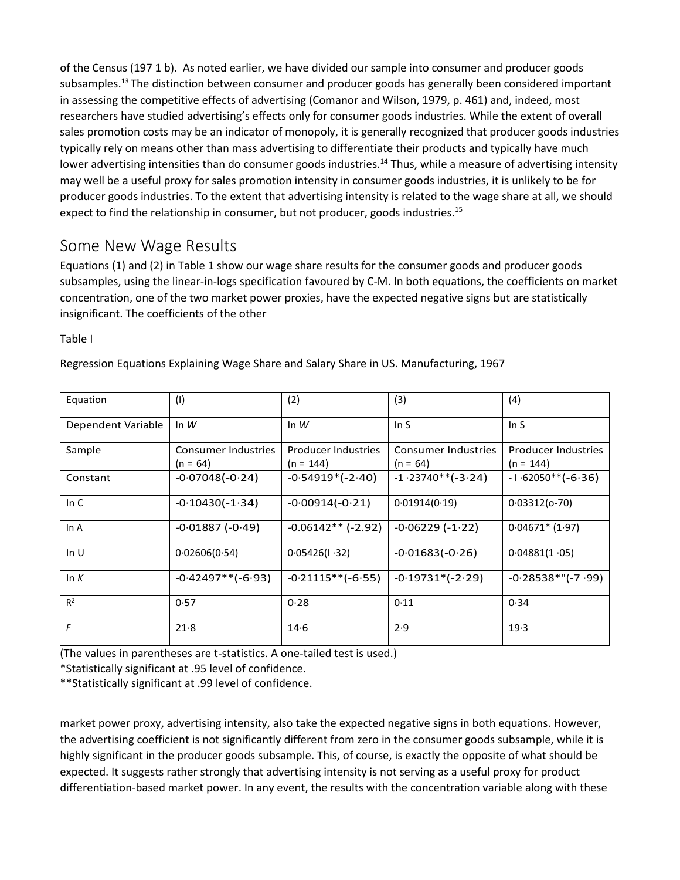of the Census (197 1 b). As noted earlier, we have divided our sample into consumer and producer goods subsamples.[13] The distinction between consumer and producer goods has generally been considered important in assessing the competitive effects of advertising (Comanor and Wilson, 1979, p. 461) and, indeed, most researchers have studied advertising's effects only for consumer goods industries. While the extent of overall sales promotion costs may be an indicator of monopoly, it is generally recognized that producer goods industries typically rely on means other than mass advertising to differentiate their products and typically have much lower advertising intensities than do consumer goods industries.[14] Thus, while a measure of advertising intensity may well be a useful proxy for sales promotion intensity in consumer goods industries, it is unlikely to be for producer goods industries. To the extent that advertising intensity is related to the wage share at all, we should expect to find the relationship in consumer, but not producer, goods industries.[15]

## Some New Wage Results

Equations (1) and (2) in Table 1 show our wage share results for the consumer goods and producer goods subsamples, using the linear-in-logs specification favoured by C-M. In both equations, the coefficients on market concentration, one of the two market power proxies, have the expected negative signs but are statistically insignificant. The coefficients of the other

Table I

Regression Equations Explaining Wage Share and Salary Share in US. Manufacturing, 1967

| Equation | (I) | (2) | (3) | (4) |
|---|---|---|---|---|
| Dependent Variable | ln *W* | ln *W* | ln S | ln S |
| Sample | Consumer Industries (n = 64) | Producer Industries (n = 144) | Consumer Industries (n = 64) | Producer Industries (n = 144) |
| Constant | -0·07048(-0·24) | -0·54919*(-2·40) | -1·23740**(-3·24) | -1·62050**(-6·36) |
| ln C | -0·10430(-1·34) | -0·00914(-0·21) | 0·01914(0·19) | 0·03312(0·70) |
| ln A | -0·01887 (-0·49) | -0·06142** (-2.92) | -0·06229 (-1·22) | 0·04671* (1·97) |
| ln U | 0·02606(0·54) | 0·05426(1·32) | -0·01683(-0·26) | 0·04881(1·05) |
| ln *K* | -0·42497**(-6·93) | -0·21115**(-6·55) | -0·19731*(-2·29) | -0·28538**(-7·99) |
| $R^2$ | 0·57 | 0·28 | 0·11 | 0·34 |
| *F* | 21·8 | 14·6 | 2·9 | 19·3 |

(The values in parentheses are t-statistics. A one-tailed test is used.)

*Statistically significant at .95 level of confidence.

**Statistically significant at .99 level of confidence.

market power proxy, advertising intensity, also take the expected negative signs in both equations. However, the advertising coefficient is not significantly different from zero in the consumer goods subsample, while it is highly significant in the producer goods subsample. This, of course, is exactly the opposite of what should be expected. It suggests rather strongly that advertising intensity is not serving as a useful proxy for product differentiation-based market power. In any event, the results with the concentration variable along with these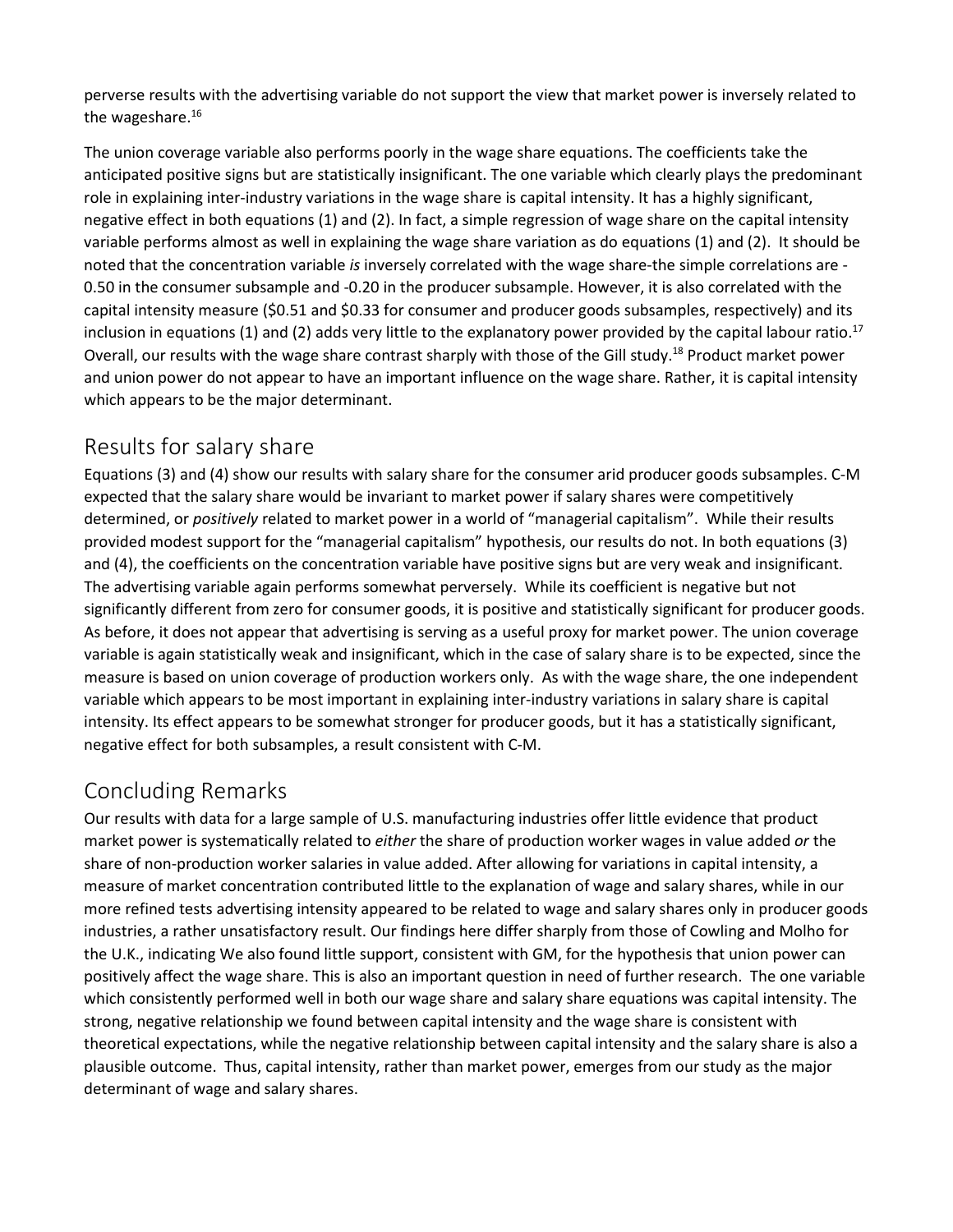perverse results with the advertising variable do not support the view that market power is inversely related to the wageshare.[16]

The union coverage variable also performs poorly in the wage share equations. The coefficients take the anticipated positive signs but are statistically insignificant. The one variable which clearly plays the predominant role in explaining inter-industry variations in the wage share is capital intensity. It has a highly significant, negative effect in both equations (1) and (2). In fact, a simple regression of wage share on the capital intensity variable performs almost as well in explaining the wage share variation as do equations (1) and (2). It should be noted that the concentration variable *is* inversely correlated with the wage share-the simple correlations are -0.50 in the consumer subsample and -0.20 in the producer subsample. However, it is also correlated with the capital intensity measure ($0.51 and $0.33 for consumer and producer goods subsamples, respectively) and its inclusion in equations (1) and (2) adds very little to the explanatory power provided by the capital labour ratio.[17] Overall, our results with the wage share contrast sharply with those of the Gill study.[18] Product market power and union power do not appear to have an important influence on the wage share. Rather, it is capital intensity which appears to be the major determinant.

## Results for salary share

Equations (3) and (4) show our results with salary share for the consumer arid producer goods subsamples. C-M expected that the salary share would be invariant to market power if salary shares were competitively determined, or *positively* related to market power in a world of "managerial capitalism". While their results provided modest support for the "managerial capitalism" hypothesis, our results do not. In both equations (3) and (4), the coefficients on the concentration variable have positive signs but are very weak and insignificant. The advertising variable again performs somewhat perversely. While its coefficient is negative but not significantly different from zero for consumer goods, it is positive and statistically significant for producer goods. As before, it does not appear that advertising is serving as a useful proxy for market power. The union coverage variable is again statistically weak and insignificant, which in the case of salary share is to be expected, since the measure is based on union coverage of production workers only. As with the wage share, the one independent variable which appears to be most important in explaining inter-industry variations in salary share is capital intensity. Its effect appears to be somewhat stronger for producer goods, but it has a statistically significant, negative effect for both subsamples, a result consistent with C-M.

## Concluding Remarks

Our results with data for a large sample of U.S. manufacturing industries offer little evidence that product market power is systematically related to *either* the share of production worker wages in value added *or* the share of non-production worker salaries in value added. After allowing for variations in capital intensity, a measure of market concentration contributed little to the explanation of wage and salary shares, while in our more refined tests advertising intensity appeared to be related to wage and salary shares only in producer goods industries, a rather unsatisfactory result. Our findings here differ sharply from those of Cowling and Molho for the U.K., indicating We also found little support, consistent with GM, for the hypothesis that union power can positively affect the wage share. This is also an important question in need of further research. The one variable which consistently performed well in both our wage share and salary share equations was capital intensity. The strong, negative relationship we found between capital intensity and the wage share is consistent with theoretical expectations, while the negative relationship between capital intensity and the salary share is also a plausible outcome. Thus, capital intensity, rather than market power, emerges from our study as the major determinant of wage and salary shares.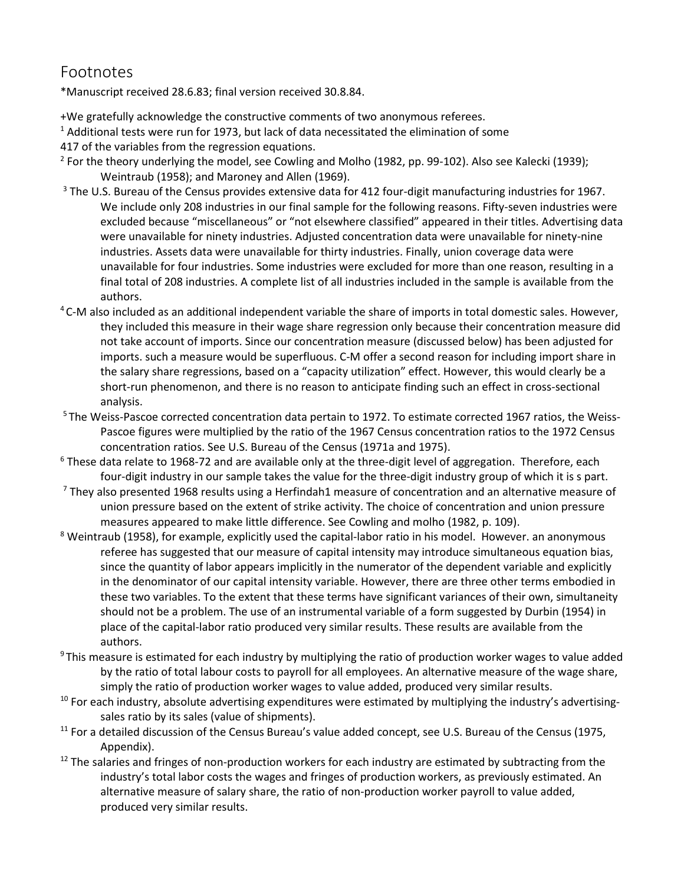# Footnotes

*Manuscript received 28.6.83; final version received 30.8.84.

+We gratefully acknowledge the constructive comments of two anonymous referees.

[1] Additional tests were run for 1973, but lack of data necessitated the elimination of some 417 of the variables from the regression equations.

[2] For the theory underlying the model, see Cowling and Molho (1982, pp. 99-102). Also see Kalecki (1939); Weintraub (1958); and Maroney and Allen (1969).

[3] The U.S. Bureau of the Census provides extensive data for 412 four-digit manufacturing industries for 1967. We include only 208 industries in our final sample for the following reasons. Fifty-seven industries were excluded because "miscellaneous" or "not elsewhere classified" appeared in their titles. Advertising data were unavailable for ninety industries. Adjusted concentration data were unavailable for ninety-nine industries. Assets data were unavailable for thirty industries. Finally, union coverage data were unavailable for four industries. Some industries were excluded for more than one reason, resulting in a final total of 208 industries. A complete list of all industries included in the sample is available from the authors.

[4] C-M also included as an additional independent variable the share of imports in total domestic sales. However, they included this measure in their wage share regression only because their concentration measure did not take account of imports. Since our concentration measure (discussed below) has been adjusted for imports. such a measure would be superfluous. C-M offer a second reason for including import share in the salary share regressions, based on a "capacity utilization" effect. However, this would clearly be a short-run phenomenon, and there is no reason to anticipate finding such an effect in cross-sectional analysis.

[5] The Weiss-Pascoe corrected concentration data pertain to 1972. To estimate corrected 1967 ratios, the Weiss-Pascoe figures were multiplied by the ratio of the 1967 Census concentration ratios to the 1972 Census concentration ratios. See U.S. Bureau of the Census (1971a and 1975).

[6] These data relate to 1968-72 and are available only at the three-digit level of aggregation. Therefore, each four-digit industry in our sample takes the value for the three-digit industry group of which it is s part.

[7] They also presented 1968 results using a Herfindah1 measure of concentration and an alternative measure of union pressure based on the extent of strike activity. The choice of concentration and union pressure measures appeared to make little difference. See Cowling and molho (1982, p. 109).

[8] Weintraub (1958), for example, explicitly used the capital-labor ratio in his model. However. an anonymous referee has suggested that our measure of capital intensity may introduce simultaneous equation bias, since the quantity of labor appears implicitly in the numerator of the dependent variable and explicitly in the denominator of our capital intensity variable. However, there are three other terms embodied in these two variables. To the extent that these terms have significant variances of their own, simultaneity should not be a problem. The use of an instrumental variable of a form suggested by Durbin (1954) in place of the capital-labor ratio produced very similar results. These results are available from the authors.

[9] This measure is estimated for each industry by multiplying the ratio of production worker wages to value added by the ratio of total labour costs to payroll for all employees. An alternative measure of the wage share, simply the ratio of production worker wages to value added, produced very similar results.

[10] For each industry, absolute advertising expenditures were estimated by multiplying the industry's advertising-sales ratio by its sales (value of shipments).

[11] For a detailed discussion of the Census Bureau's value added concept, see U.S. Bureau of the Census (1975, Appendix).

[12] The salaries and fringes of non-production workers for each industry are estimated by subtracting from the industry's total labor costs the wages and fringes of production workers, as previously estimated. An alternative measure of salary share, the ratio of non-production worker payroll to value added, produced very similar results.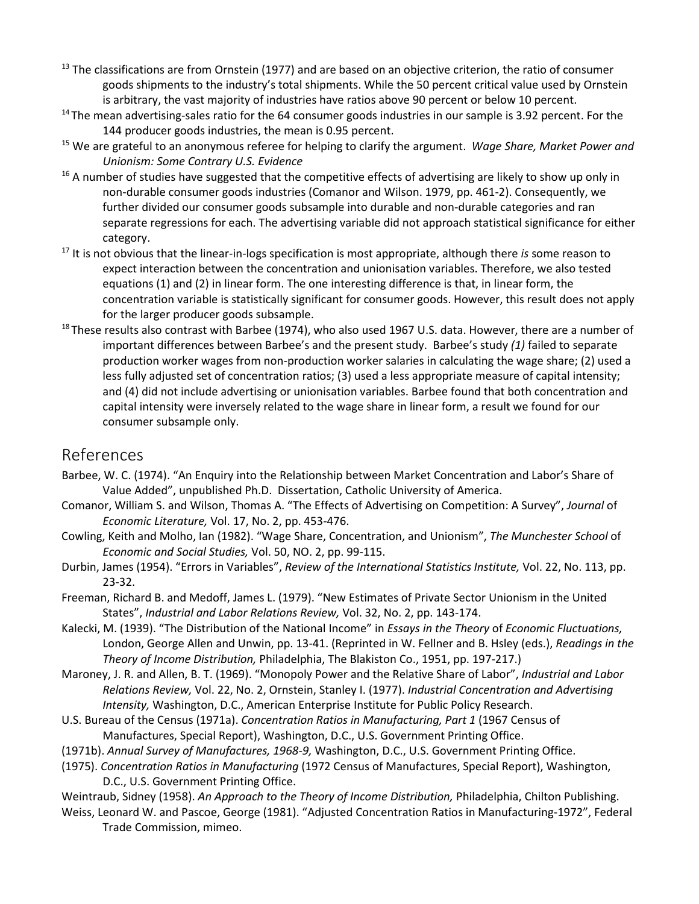[13] The classifications are from Ornstein (1977) and are based on an objective criterion, the ratio of consumer goods shipments to the industry's total shipments. While the 50 percent critical value used by Ornstein is arbitrary, the vast majority of industries have ratios above 90 percent or below 10 percent.

[14] The mean advertising-sales ratio for the 64 consumer goods industries in our sample is 3.92 percent. For the 144 producer goods industries, the mean is 0.95 percent.

[15] We are grateful to an anonymous referee for helping to clarify the argument. *Wage Share, Market Power and Unionism: Some Contrary U.S. Evidence*

[16] A number of studies have suggested that the competitive effects of advertising are likely to show up only in non-durable consumer goods industries (Comanor and Wilson. 1979, pp. 461-2). Consequently, we further divided our consumer goods subsample into durable and non-durable categories and ran separate regressions for each. The advertising variable did not approach statistical significance for either category.

[17] It is not obvious that the linear-in-logs specification is most appropriate, although there *is* some reason to expect interaction between the concentration and unionisation variables. Therefore, we also tested equations (1) and (2) in linear form. The one interesting difference is that, in linear form, the concentration variable is statistically significant for consumer goods. However, this result does not apply for the larger producer goods subsample.

[18] These results also contrast with Barbee (1974), who also used 1967 U.S. data. However, there are a number of important differences between Barbee's and the present study. Barbee's study *(1)* failed to separate production worker wages from non-production worker salaries in calculating the wage share; (2) used a less fully adjusted set of concentration ratios; (3) used a less appropriate measure of capital intensity; and (4) did not include advertising or unionisation variables. Barbee found that both concentration and capital intensity were inversely related to the wage share in linear form, a result we found for our consumer subsample only.

## References

Barbee, W. C. (1974). "An Enquiry into the Relationship between Market Concentration and Labor's Share of Value Added", unpublished Ph.D. Dissertation, Catholic University of America.

Comanor, William S. and Wilson, Thomas A. "The Effects of Advertising on Competition: A Survey", *Journal* of *Economic Literature,* Vol. 17, No. 2, pp. 453-476.

Cowling, Keith and Molho, Ian (1982). "Wage Share, Concentration, and Unionism", *The Munchester School* of *Economic and Social Studies,* Vol. 50, NO. 2, pp. 99-115.

Durbin, James (1954). "Errors in Variables", *Review of the International Statistics Institute,* Vol. 22, No. 113, pp. 23-32.

Freeman, Richard B. and Medoff, James L. (1979). "New Estimates of Private Sector Unionism in the United States", *Industrial and Labor Relations Review,* Vol. 32, No. 2, pp. 143-174.

Kalecki, M. (1939). "The Distribution of the National Income" in *Essays in the Theory* of *Economic Fluctuations,* London, George Allen and Unwin, pp. 13-41. (Reprinted in W. Fellner and B. Hsley (eds.), *Readings in the Theory of Income Distribution,* Philadelphia, The Blakiston Co., 1951, pp. 197-217.)

Maroney, J. R. and Allen, B. T. (1969). "Monopoly Power and the Relative Share of Labor", *Industrial and Labor Relations Review,* Vol. 22, No. 2, Ornstein, Stanley I. (1977). *Industrial Concentration and Advertising Intensity,* Washington, D.C., American Enterprise Institute for Public Policy Research.

U.S. Bureau of the Census (1971a). *Concentration Ratios in Manufacturing, Part 1* (1967 Census of Manufactures, Special Report), Washington, D.C., U.S. Government Printing Office.

(1971b). *Annual Survey of Manufactures, 1968-9,* Washington, D.C., U.S. Government Printing Office.

(1975). *Concentration Ratios in Manufacturing* (1972 Census of Manufactures, Special Report), Washington, D.C., U.S. Government Printing Office.

Weintraub, Sidney (1958). *An Approach to the Theory of Income Distribution,* Philadelphia, Chilton Publishing.

Weiss, Leonard W. and Pascoe, George (1981). "Adjusted Concentration Ratios in Manufacturing-1972", Federal Trade Commission, mimeo.